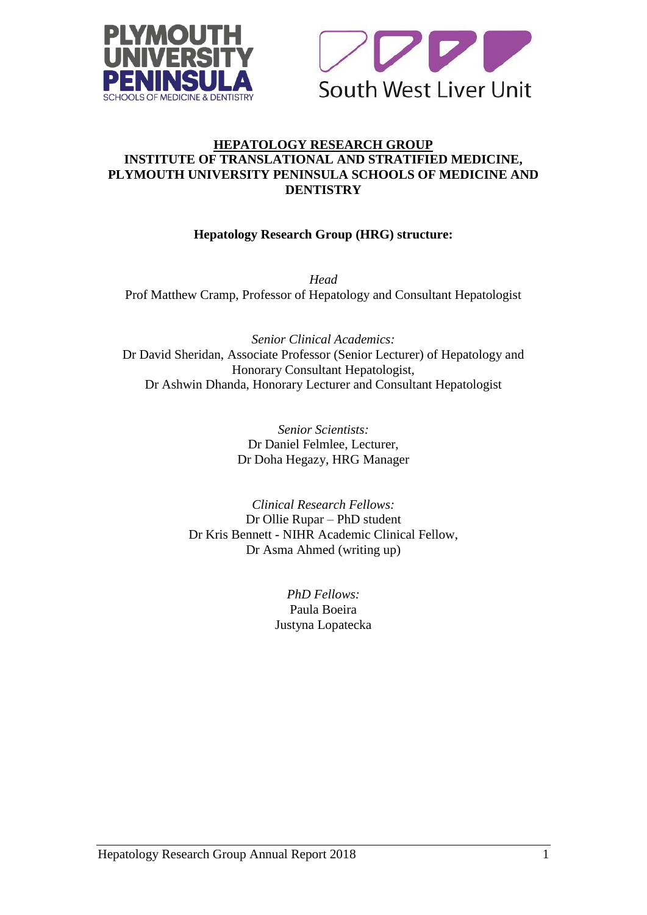PLYMOUTH UNIVERSITY PENINSULA SCHOOLS OF MEDICINE & DENTISTRY

South West Liver Unit

# HEPATOLOGY RESEARCH GROUP

## INSTITUTE OF TRANSLATIONAL AND STRATIFIED MEDICINE, PLYMOUTH UNIVERSITY PENINSULA SCHOOLS OF MEDICINE AND DENTISTRY

**Hepatology Research Group (HRG) structure:**

*Head*
Prof Matthew Cramp, Professor of Hepatology and Consultant Hepatologist

*Senior Clinical Academics:*
Dr David Sheridan, Associate Professor (Senior Lecturer) of Hepatology and Honorary Consultant Hepatologist,
Dr Ashwin Dhanda, Honorary Lecturer and Consultant Hepatologist

*Senior Scientists:*
Dr Daniel Felmlee, Lecturer,
Dr Doha Hegazy, HRG Manager

*Clinical Research Fellows:*
Dr Ollie Rupar – PhD student
Dr Kris Bennett - NIHR Academic Clinical Fellow,
Dr Asma Ahmed (writing up)

*PhD Fellows:*
Paula Boeira
Justyna Lopatecka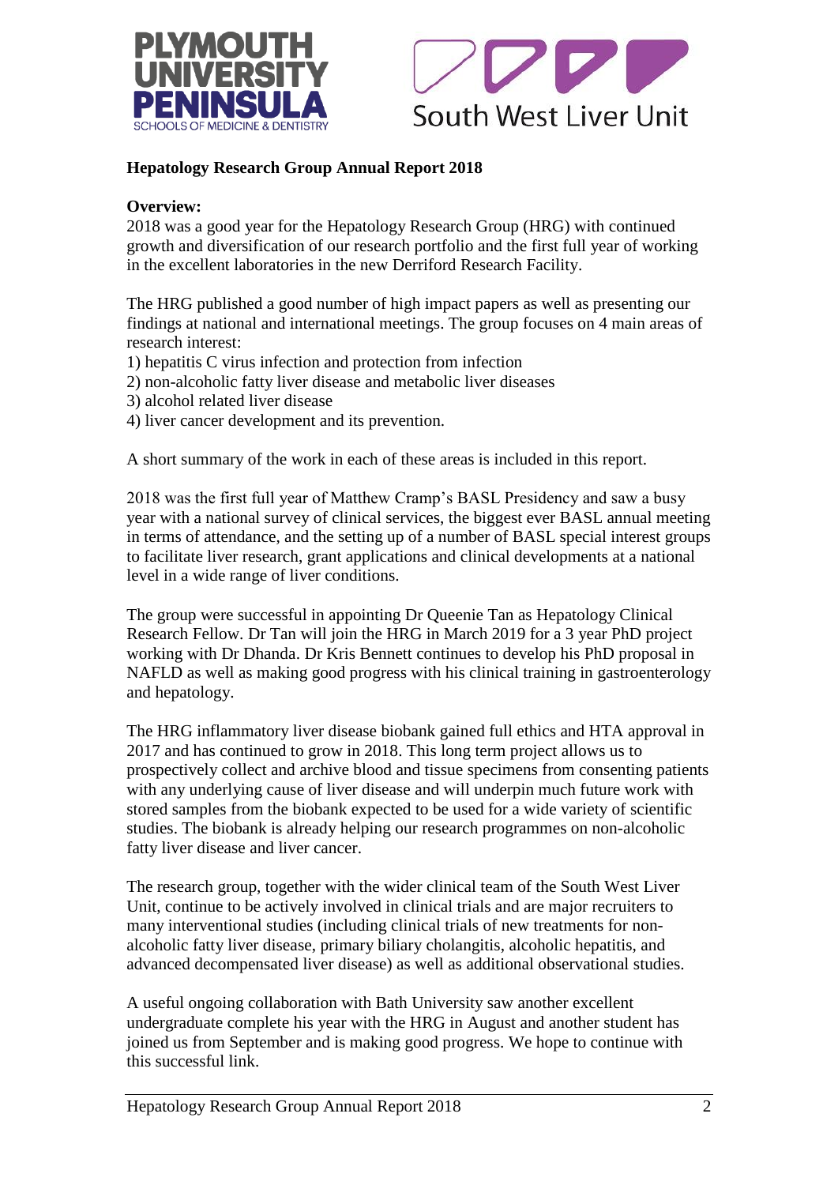**Hepatology Research Group Annual Report 2018**

**Overview:**

2018 was a good year for the Hepatology Research Group (HRG) with continued growth and diversification of our research portfolio and the first full year of working in the excellent laboratories in the new Derriford Research Facility.

The HRG published a good number of high impact papers as well as presenting our findings at national and international meetings. The group focuses on 4 main areas of research interest:

1) hepatitis C virus infection and protection from infection
2) non-alcoholic fatty liver disease and metabolic liver diseases
3) alcohol related liver disease
4) liver cancer development and its prevention.

A short summary of the work in each of these areas is included in this report.

2018 was the first full year of Matthew Cramp's BASL Presidency and saw a busy year with a national survey of clinical services, the biggest ever BASL annual meeting in terms of attendance, and the setting up of a number of BASL special interest groups to facilitate liver research, grant applications and clinical developments at a national level in a wide range of liver conditions.

The group were successful in appointing Dr Queenie Tan as Hepatology Clinical Research Fellow. Dr Tan will join the HRG in March 2019 for a 3 year PhD project working with Dr Dhanda. Dr Kris Bennett continues to develop his PhD proposal in NAFLD as well as making good progress with his clinical training in gastroenterology and hepatology.

The HRG inflammatory liver disease biobank gained full ethics and HTA approval in 2017 and has continued to grow in 2018. This long term project allows us to prospectively collect and archive blood and tissue specimens from consenting patients with any underlying cause of liver disease and will underpin much future work with stored samples from the biobank expected to be used for a wide variety of scientific studies. The biobank is already helping our research programmes on non-alcoholic fatty liver disease and liver cancer.

The research group, together with the wider clinical team of the South West Liver Unit, continue to be actively involved in clinical trials and are major recruiters to many interventional studies (including clinical trials of new treatments for non-alcoholic fatty liver disease, primary biliary cholangitis, alcoholic hepatitis, and advanced decompensated liver disease) as well as additional observational studies.

A useful ongoing collaboration with Bath University saw another excellent undergraduate complete his year with the HRG in August and another student has joined us from September and is making good progress. We hope to continue with this successful link.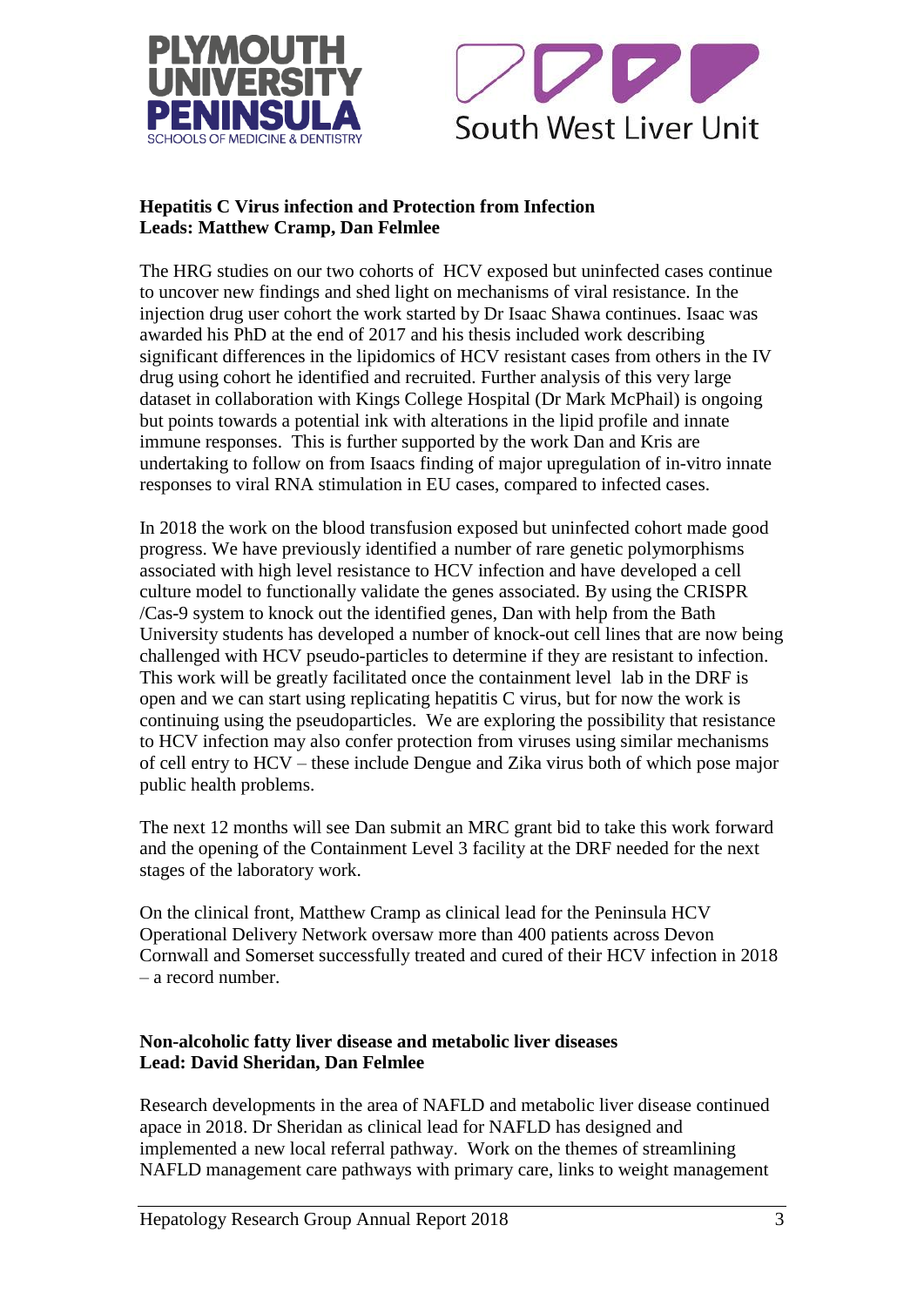**Hepatitis C Virus infection and Protection from Infection**
**Leads: Matthew Cramp, Dan Felmlee**

The HRG studies on our two cohorts of HCV exposed but uninfected cases continue to uncover new findings and shed light on mechanisms of viral resistance. In the injection drug user cohort the work started by Dr Isaac Shawa continues. Isaac was awarded his PhD at the end of 2017 and his thesis included work describing significant differences in the lipidomics of HCV resistant cases from others in the IV drug using cohort he identified and recruited. Further analysis of this very large dataset in collaboration with Kings College Hospital (Dr Mark McPhail) is ongoing but points towards a potential ink with alterations in the lipid profile and innate immune responses. This is further supported by the work Dan and Kris are undertaking to follow on from Isaacs finding of major upregulation of in-vitro innate responses to viral RNA stimulation in EU cases, compared to infected cases.

In 2018 the work on the blood transfusion exposed but uninfected cohort made good progress. We have previously identified a number of rare genetic polymorphisms associated with high level resistance to HCV infection and have developed a cell culture model to functionally validate the genes associated. By using the CRISPR /Cas-9 system to knock out the identified genes, Dan with help from the Bath University students has developed a number of knock-out cell lines that are now being challenged with HCV pseudo-particles to determine if they are resistant to infection. This work will be greatly facilitated once the containment level lab in the DRF is open and we can start using replicating hepatitis C virus, but for now the work is continuing using the pseudoparticles. We are exploring the possibility that resistance to HCV infection may also confer protection from viruses using similar mechanisms of cell entry to HCV – these include Dengue and Zika virus both of which pose major public health problems.

The next 12 months will see Dan submit an MRC grant bid to take this work forward and the opening of the Containment Level 3 facility at the DRF needed for the next stages of the laboratory work.

On the clinical front, Matthew Cramp as clinical lead for the Peninsula HCV Operational Delivery Network oversaw more than 400 patients across Devon Cornwall and Somerset successfully treated and cured of their HCV infection in 2018 – a record number.

**Non-alcoholic fatty liver disease and metabolic liver diseases**
**Lead: David Sheridan, Dan Felmlee**

Research developments in the area of NAFLD and metabolic liver disease continued apace in 2018. Dr Sheridan as clinical lead for NAFLD has designed and implemented a new local referral pathway. Work on the themes of streamlining NAFLD management care pathways with primary care, links to weight management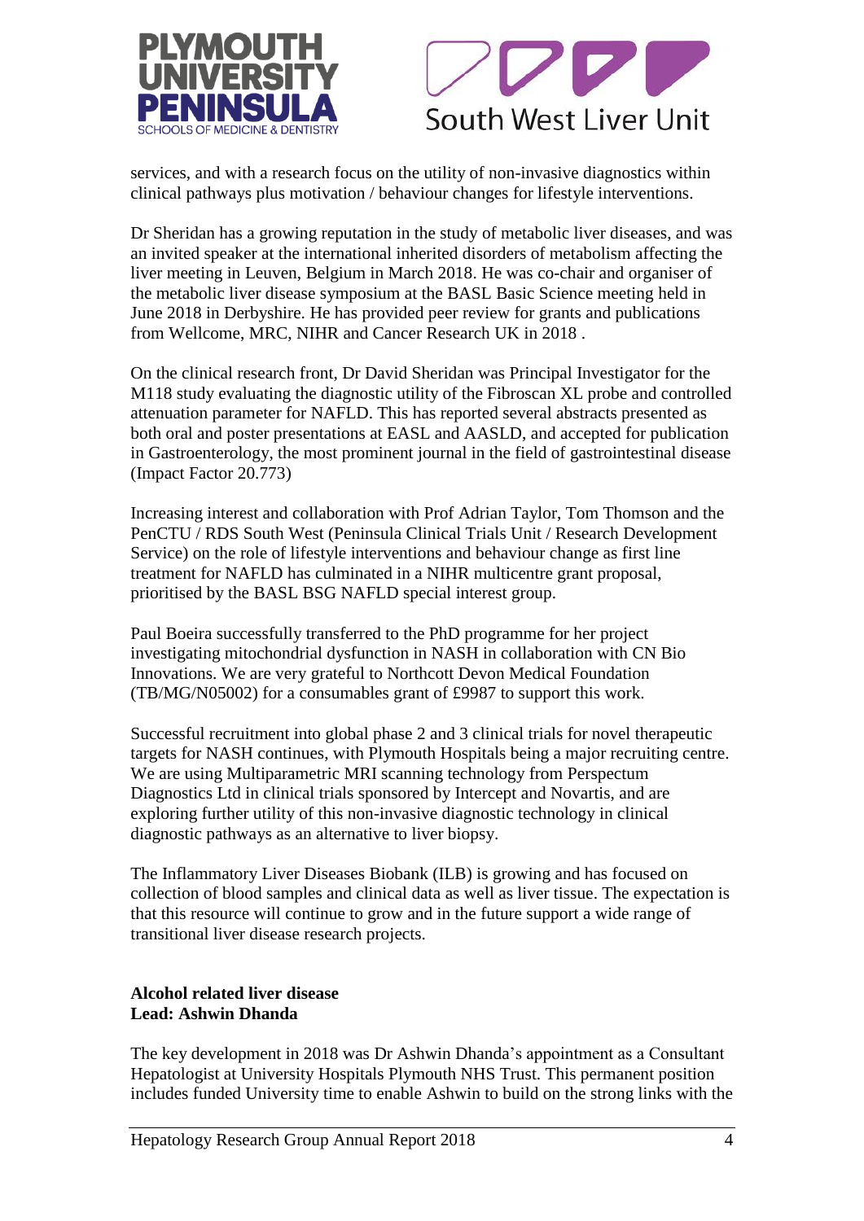services, and with a research focus on the utility of non-invasive diagnostics within clinical pathways plus motivation / behaviour changes for lifestyle interventions.

Dr Sheridan has a growing reputation in the study of metabolic liver diseases, and was an invited speaker at the international inherited disorders of metabolism affecting the liver meeting in Leuven, Belgium in March 2018. He was co-chair and organiser of the metabolic liver disease symposium at the BASL Basic Science meeting held in June 2018 in Derbyshire. He has provided peer review for grants and publications from Wellcome, MRC, NIHR and Cancer Research UK in 2018 .

On the clinical research front, Dr David Sheridan was Principal Investigator for the M118 study evaluating the diagnostic utility of the Fibroscan XL probe and controlled attenuation parameter for NAFLD. This has reported several abstracts presented as both oral and poster presentations at EASL and AASLD, and accepted for publication in Gastroenterology, the most prominent journal in the field of gastrointestinal disease (Impact Factor 20.773)

Increasing interest and collaboration with Prof Adrian Taylor, Tom Thomson and the PenCTU / RDS South West (Peninsula Clinical Trials Unit / Research Development Service) on the role of lifestyle interventions and behaviour change as first line treatment for NAFLD has culminated in a NIHR multicentre grant proposal, prioritised by the BASL BSG NAFLD special interest group.

Paul Boeira successfully transferred to the PhD programme for her project investigating mitochondrial dysfunction in NASH in collaboration with CN Bio Innovations. We are very grateful to Northcott Devon Medical Foundation (TB/MG/N05002) for a consumables grant of £9987 to support this work.

Successful recruitment into global phase 2 and 3 clinical trials for novel therapeutic targets for NASH continues, with Plymouth Hospitals being a major recruiting centre. We are using Multiparametric MRI scanning technology from Perspectum Diagnostics Ltd in clinical trials sponsored by Intercept and Novartis, and are exploring further utility of this non-invasive diagnostic technology in clinical diagnostic pathways as an alternative to liver biopsy.

The Inflammatory Liver Diseases Biobank (ILB) is growing and has focused on collection of blood samples and clinical data as well as liver tissue. The expectation is that this resource will continue to grow and in the future support a wide range of transitional liver disease research projects.

**Alcohol related liver disease**
**Lead: Ashwin Dhanda**

The key development in 2018 was Dr Ashwin Dhanda's appointment as a Consultant Hepatologist at University Hospitals Plymouth NHS Trust. This permanent position includes funded University time to enable Ashwin to build on the strong links with the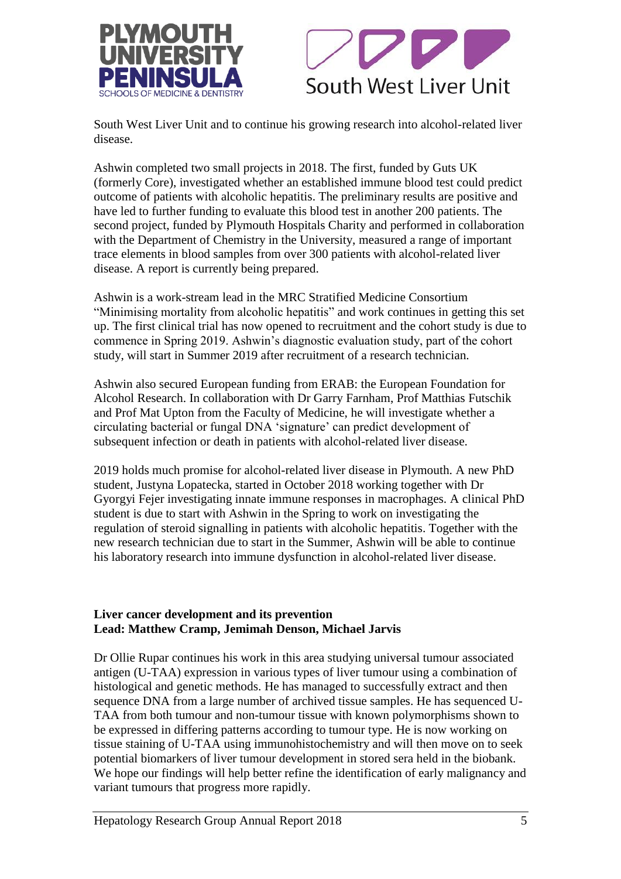South West Liver Unit and to continue his growing research into alcohol-related liver disease.

Ashwin completed two small projects in 2018. The first, funded by Guts UK (formerly Core), investigated whether an established immune blood test could predict outcome of patients with alcoholic hepatitis. The preliminary results are positive and have led to further funding to evaluate this blood test in another 200 patients. The second project, funded by Plymouth Hospitals Charity and performed in collaboration with the Department of Chemistry in the University, measured a range of important trace elements in blood samples from over 300 patients with alcohol-related liver disease. A report is currently being prepared.

Ashwin is a work-stream lead in the MRC Stratified Medicine Consortium "Minimising mortality from alcoholic hepatitis" and work continues in getting this set up. The first clinical trial has now opened to recruitment and the cohort study is due to commence in Spring 2019. Ashwin's diagnostic evaluation study, part of the cohort study, will start in Summer 2019 after recruitment of a research technician.

Ashwin also secured European funding from ERAB: the European Foundation for Alcohol Research. In collaboration with Dr Garry Farnham, Prof Matthias Futschik and Prof Mat Upton from the Faculty of Medicine, he will investigate whether a circulating bacterial or fungal DNA 'signature' can predict development of subsequent infection or death in patients with alcohol-related liver disease.

2019 holds much promise for alcohol-related liver disease in Plymouth. A new PhD student, Justyna Lopatecka, started in October 2018 working together with Dr Gyorgyi Fejer investigating innate immune responses in macrophages. A clinical PhD student is due to start with Ashwin in the Spring to work on investigating the regulation of steroid signalling in patients with alcoholic hepatitis. Together with the new research technician due to start in the Summer, Ashwin will be able to continue his laboratory research into immune dysfunction in alcohol-related liver disease.

**Liver cancer development and its prevention**
**Lead: Matthew Cramp, Jemimah Denson, Michael Jarvis**

Dr Ollie Rupar continues his work in this area studying universal tumour associated antigen (U-TAA) expression in various types of liver tumour using a combination of histological and genetic methods. He has managed to successfully extract and then sequence DNA from a large number of archived tissue samples. He has sequenced U-TAA from both tumour and non-tumour tissue with known polymorphisms shown to be expressed in differing patterns according to tumour type. He is now working on tissue staining of U-TAA using immunohistochemistry and will then move on to seek potential biomarkers of liver tumour development in stored sera held in the biobank. We hope our findings will help better refine the identification of early malignancy and variant tumours that progress more rapidly.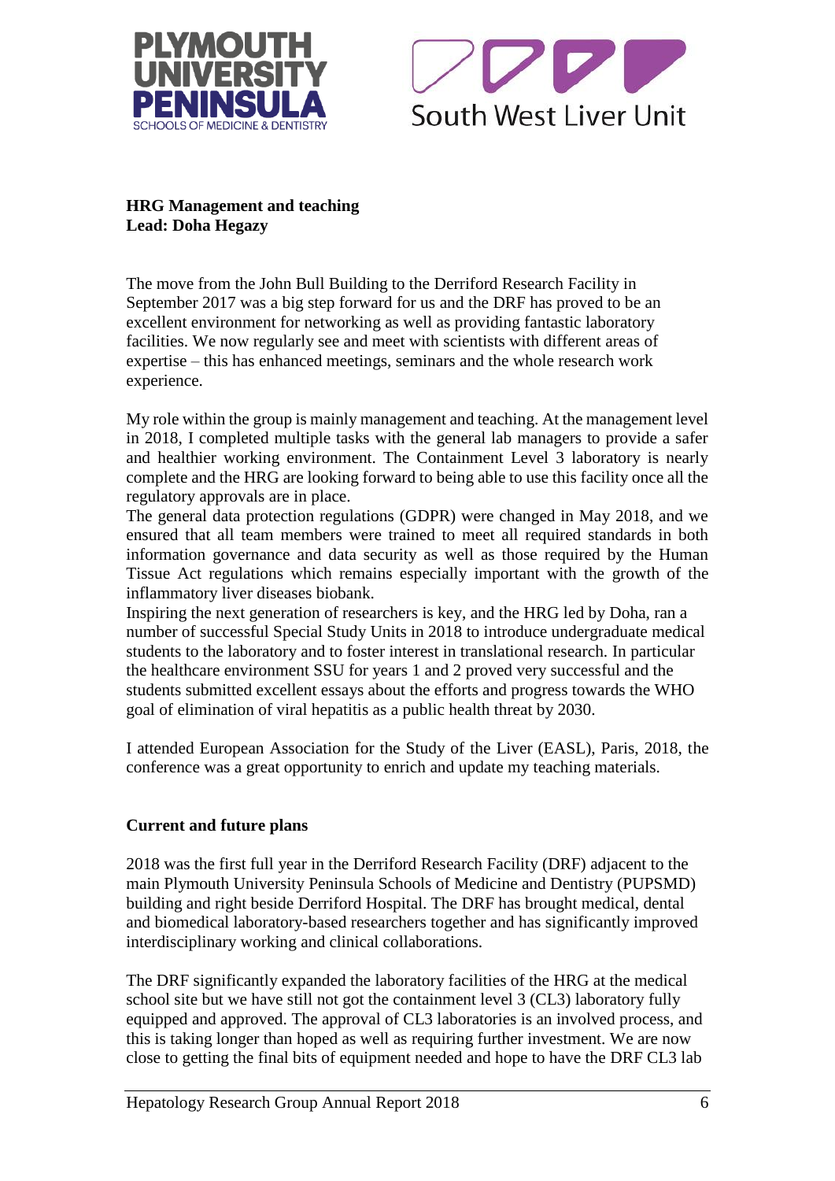**HRG Management and teaching**
**Lead: Doha Hegazy**

The move from the John Bull Building to the Derriford Research Facility in September 2017 was a big step forward for us and the DRF has proved to be an excellent environment for networking as well as providing fantastic laboratory facilities. We now regularly see and meet with scientists with different areas of expertise – this has enhanced meetings, seminars and the whole research work experience.

My role within the group is mainly management and teaching. At the management level in 2018, I completed multiple tasks with the general lab managers to provide a safer and healthier working environment. The Containment Level 3 laboratory is nearly complete and the HRG are looking forward to being able to use this facility once all the regulatory approvals are in place.
The general data protection regulations (GDPR) were changed in May 2018, and we ensured that all team members were trained to meet all required standards in both information governance and data security as well as those required by the Human Tissue Act regulations which remains especially important with the growth of the inflammatory liver diseases biobank.
Inspiring the next generation of researchers is key, and the HRG led by Doha, ran a number of successful Special Study Units in 2018 to introduce undergraduate medical students to the laboratory and to foster interest in translational research. In particular the healthcare environment SSU for years 1 and 2 proved very successful and the students submitted excellent essays about the efforts and progress towards the WHO goal of elimination of viral hepatitis as a public health threat by 2030.

I attended European Association for the Study of the Liver (EASL), Paris, 2018, the conference was a great opportunity to enrich and update my teaching materials.

**Current and future plans**

2018 was the first full year in the Derriford Research Facility (DRF) adjacent to the main Plymouth University Peninsula Schools of Medicine and Dentistry (PUPSMD) building and right beside Derriford Hospital. The DRF has brought medical, dental and biomedical laboratory-based researchers together and has significantly improved interdisciplinary working and clinical collaborations.

The DRF significantly expanded the laboratory facilities of the HRG at the medical school site but we have still not got the containment level 3 (CL3) laboratory fully equipped and approved. The approval of CL3 laboratories is an involved process, and this is taking longer than hoped as well as requiring further investment. We are now close to getting the final bits of equipment needed and hope to have the DRF CL3 lab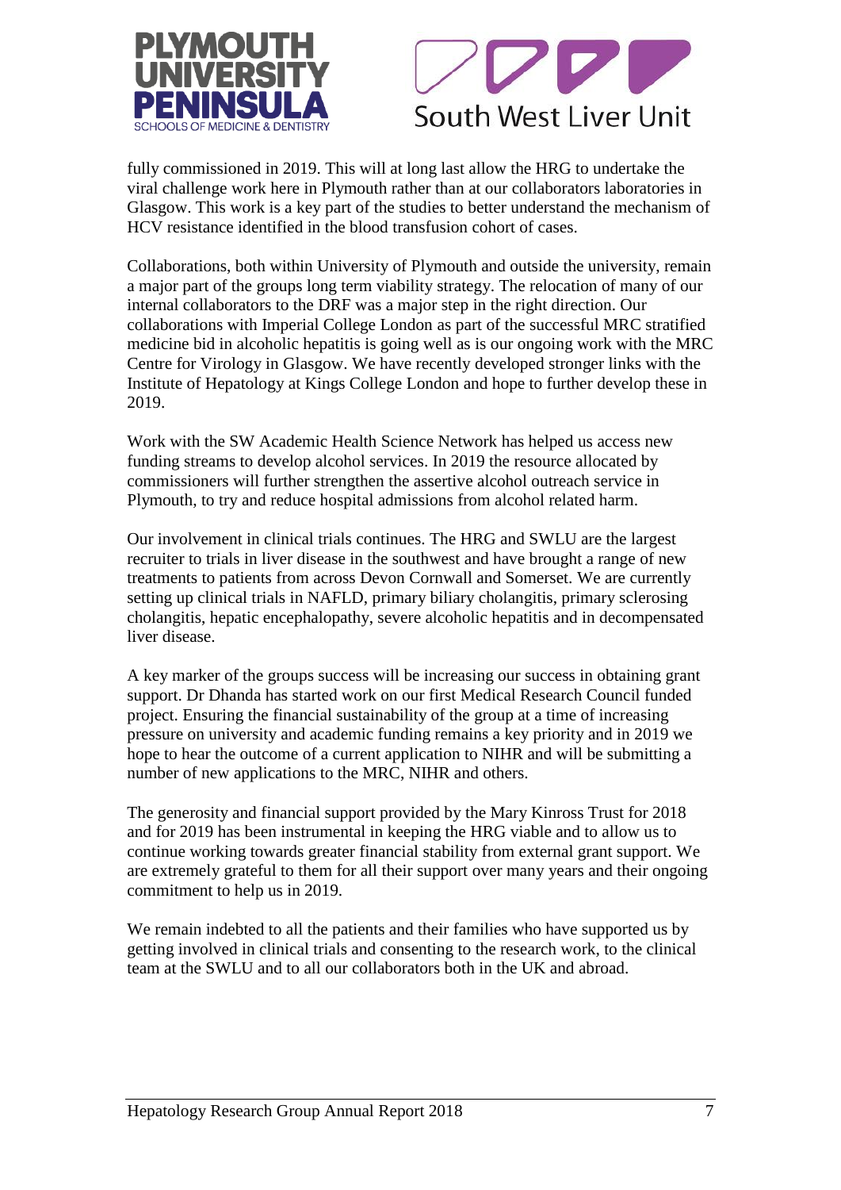fully commissioned in 2019. This will at long last allow the HRG to undertake the viral challenge work here in Plymouth rather than at our collaborators laboratories in Glasgow. This work is a key part of the studies to better understand the mechanism of HCV resistance identified in the blood transfusion cohort of cases.

Collaborations, both within University of Plymouth and outside the university, remain a major part of the groups long term viability strategy. The relocation of many of our internal collaborators to the DRF was a major step in the right direction. Our collaborations with Imperial College London as part of the successful MRC stratified medicine bid in alcoholic hepatitis is going well as is our ongoing work with the MRC Centre for Virology in Glasgow. We have recently developed stronger links with the Institute of Hepatology at Kings College London and hope to further develop these in 2019.

Work with the SW Academic Health Science Network has helped us access new funding streams to develop alcohol services. In 2019 the resource allocated by commissioners will further strengthen the assertive alcohol outreach service in Plymouth, to try and reduce hospital admissions from alcohol related harm.

Our involvement in clinical trials continues. The HRG and SWLU are the largest recruiter to trials in liver disease in the southwest and have brought a range of new treatments to patients from across Devon Cornwall and Somerset. We are currently setting up clinical trials in NAFLD, primary biliary cholangitis, primary sclerosing cholangitis, hepatic encephalopathy, severe alcoholic hepatitis and in decompensated liver disease.

A key marker of the groups success will be increasing our success in obtaining grant support. Dr Dhanda has started work on our first Medical Research Council funded project. Ensuring the financial sustainability of the group at a time of increasing pressure on university and academic funding remains a key priority and in 2019 we hope to hear the outcome of a current application to NIHR and will be submitting a number of new applications to the MRC, NIHR and others.

The generosity and financial support provided by the Mary Kinross Trust for 2018 and for 2019 has been instrumental in keeping the HRG viable and to allow us to continue working towards greater financial stability from external grant support. We are extremely grateful to them for all their support over many years and their ongoing commitment to help us in 2019.

We remain indebted to all the patients and their families who have supported us by getting involved in clinical trials and consenting to the research work, to the clinical team at the SWLU and to all our collaborators both in the UK and abroad.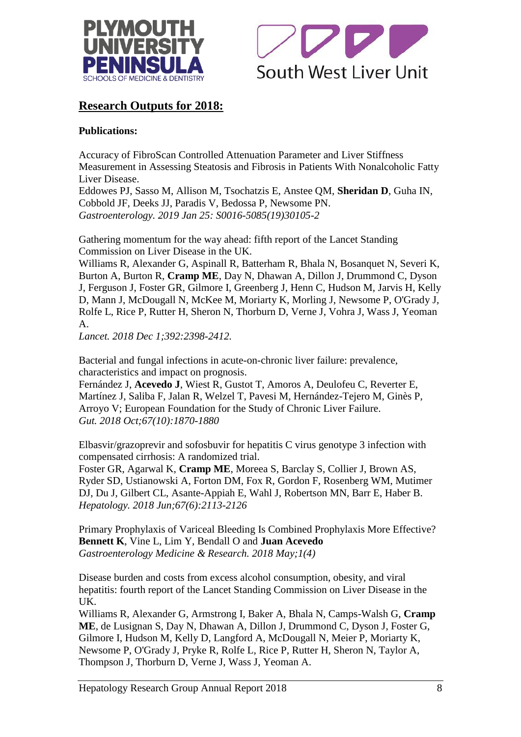## Research Outputs for 2018:

**Publications:**

Accuracy of FibroScan Controlled Attenuation Parameter and Liver Stiffness Measurement in Assessing Steatosis and Fibrosis in Patients With Nonalcoholic Fatty Liver Disease.
Eddowes PJ, Sasso M, Allison M, Tsochatzis E, Anstee QM, **Sheridan D**, Guha IN, Cobbold JF, Deeks JJ, Paradis V, Bedossa P, Newsome PN.
*Gastroenterology. 2019 Jan 25: S0016-5085(19)30105-2*

Gathering momentum for the way ahead: fifth report of the Lancet Standing Commission on Liver Disease in the UK.
Williams R, Alexander G, Aspinall R, Batterham R, Bhala N, Bosanquet N, Severi K, Burton A, Burton R, **Cramp ME**, Day N, Dhawan A, Dillon J, Drummond C, Dyson J, Ferguson J, Foster GR, Gilmore I, Greenberg J, Henn C, Hudson M, Jarvis H, Kelly D, Mann J, McDougall N, McKee M, Moriarty K, Morling J, Newsome P, O'Grady J, Rolfe L, Rice P, Rutter H, Sheron N, Thorburn D, Verne J, Vohra J, Wass J, Yeoman A.
*Lancet. 2018 Dec 1;392:2398-2412.*

Bacterial and fungal infections in acute-on-chronic liver failure: prevalence, characteristics and impact on prognosis.
Fernández J, **Acevedo J**, Wiest R, Gustot T, Amoros A, Deulofeu C, Reverter E, Martínez J, Saliba F, Jalan R, Welzel T, Pavesi M, Hernández-Tejero M, Ginès P, Arroyo V; European Foundation for the Study of Chronic Liver Failure.
*Gut. 2018 Oct;67(10):1870-1880*

Elbasvir/grazoprevir and sofosbuvir for hepatitis C virus genotype 3 infection with compensated cirrhosis: A randomized trial.
Foster GR, Agarwal K, **Cramp ME**, Moreea S, Barclay S, Collier J, Brown AS, Ryder SD, Ustianowski A, Forton DM, Fox R, Gordon F, Rosenberg WM, Mutimer DJ, Du J, Gilbert CL, Asante-Appiah E, Wahl J, Robertson MN, Barr E, Haber B.
*Hepatology. 2018 Jun;67(6):2113-2126*

Primary Prophylaxis of Variceal Bleeding Is Combined Prophylaxis More Effective?
**Bennett K**, Vine L, Lim Y, Bendall O and **Juan Acevedo**
*Gastroenterology Medicine & Research. 2018 May;1(4)*

Disease burden and costs from excess alcohol consumption, obesity, and viral hepatitis: fourth report of the Lancet Standing Commission on Liver Disease in the UK.
Williams R, Alexander G, Armstrong I, Baker A, Bhala N, Camps-Walsh G, **Cramp ME**, de Lusignan S, Day N, Dhawan A, Dillon J, Drummond C, Dyson J, Foster G, Gilmore I, Hudson M, Kelly D, Langford A, McDougall N, Meier P, Moriarty K, Newsome P, O'Grady J, Pryke R, Rolfe L, Rice P, Rutter H, Sheron N, Taylor A, Thompson J, Thorburn D, Verne J, Wass J, Yeoman A.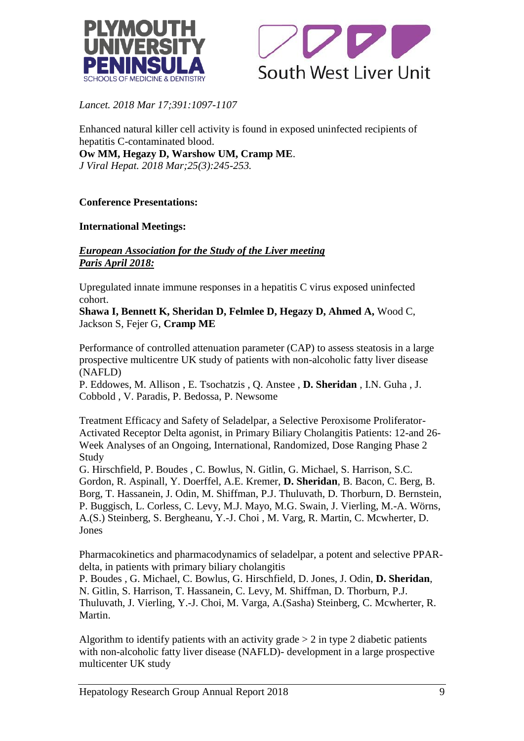*Lancet. 2018 Mar 17;391:1097-1107*

Enhanced natural killer cell activity is found in exposed uninfected recipients of hepatitis C-contaminated blood.
**Ow MM, Hegazy D, Warshow UM, Cramp ME**.
*J Viral Hepat. 2018 Mar;25(3):245-253.*

**Conference Presentations:**

**International Meetings:**

***European Association for the Study of the Liver meeting***
***Paris April 2018:***

Upregulated innate immune responses in a hepatitis C virus exposed uninfected cohort.
**Shawa I, Bennett K, Sheridan D, Felmlee D, Hegazy D, Ahmed A,** Wood C, Jackson S, Fejer G, **Cramp ME**

Performance of controlled attenuation parameter (CAP) to assess steatosis in a large prospective multicentre UK study of patients with non-alcoholic fatty liver disease (NAFLD)
P. Eddowes, M. Allison , E. Tsochatzis , Q. Anstee , **D. Sheridan** , I.N. Guha , J. Cobbold , V. Paradis, P. Bedossa, P. Newsome

Treatment Efficacy and Safety of Seladelpar, a Selective Peroxisome Proliferator-Activated Receptor Delta agonist, in Primary Biliary Cholangitis Patients: 12-and 26-Week Analyses of an Ongoing, International, Randomized, Dose Ranging Phase 2 Study
G. Hirschfield, P. Boudes , C. Bowlus, N. Gitlin, G. Michael, S. Harrison, S.C. Gordon, R. Aspinall, Y. Doerffel, A.E. Kremer, **D. Sheridan**, B. Bacon, C. Berg, B. Borg, T. Hassanein, J. Odin, M. Shiffman, P.J. Thuluvath, D. Thorburn, D. Bernstein, P. Buggisch, L. Corless, C. Levy, M.J. Mayo, M.G. Swain, J. Vierling, M.-A. Wörns, A.(S.) Steinberg, S. Bergheanu, Y.-J. Choi , M. Varg, R. Martin, C. Mcwherter, D. Jones

Pharmacokinetics and pharmacodynamics of seladelpar, a potent and selective PPAR-delta, in patients with primary biliary cholangitis
P. Boudes , G. Michael, C. Bowlus, G. Hirschfield, D. Jones, J. Odin, **D. Sheridan**, N. Gitlin, S. Harrison, T. Hassanein, C. Levy, M. Shiffman, D. Thorburn, P.J. Thuluvath, J. Vierling, Y.-J. Choi, M. Varga, A.(Sasha) Steinberg, C. Mcwherter, R. Martin.

Algorithm to identify patients with an activity grade > 2 in type 2 diabetic patients with non-alcoholic fatty liver disease (NAFLD)- development in a large prospective multicenter UK study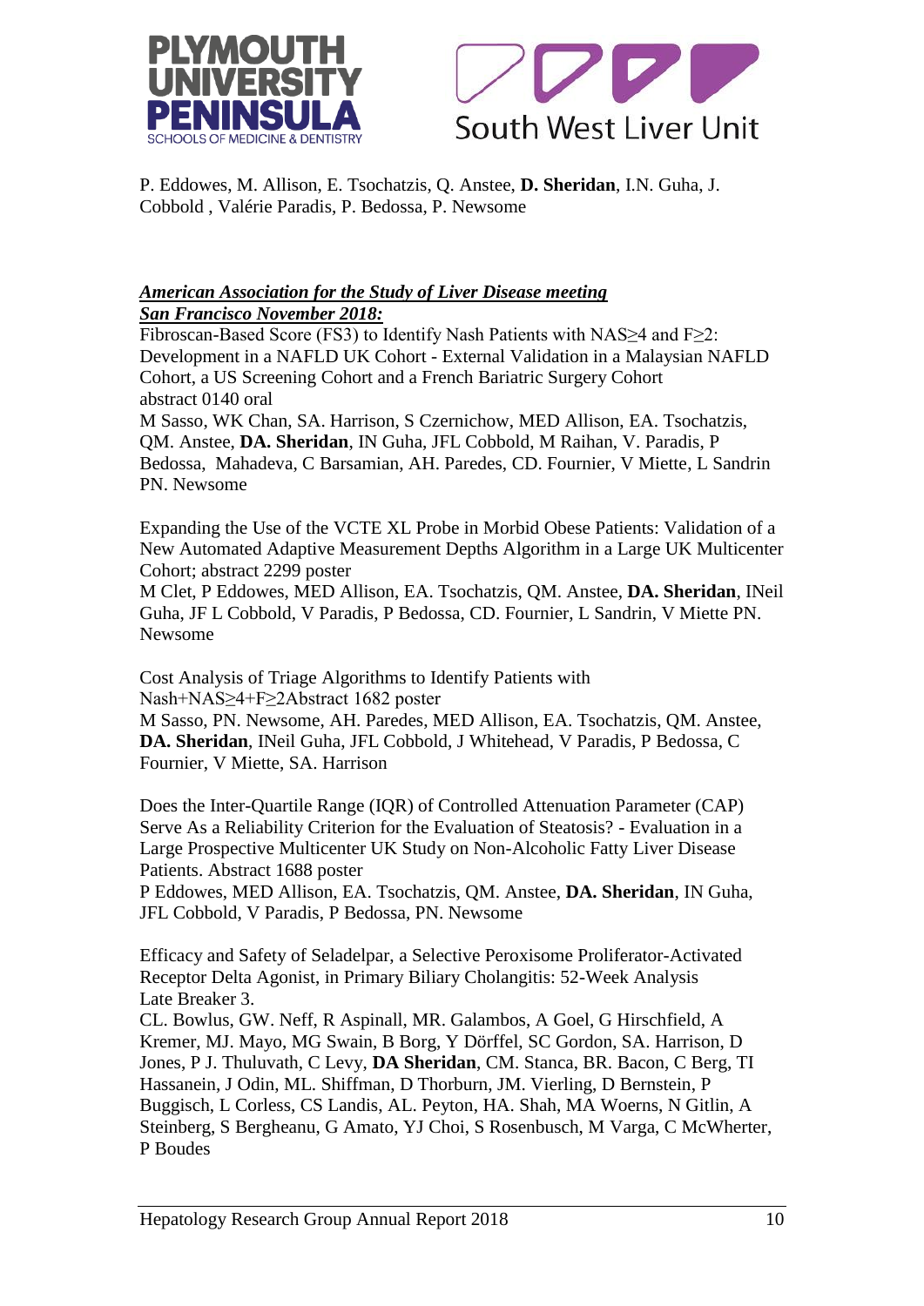P. Eddowes, M. Allison, E. Tsochatzis, Q. Anstee, **D. Sheridan**, I.N. Guha, J. Cobbold , Valérie Paradis, P. Bedossa, P. Newsome

***American Association for the Study of Liver Disease meeting***
***San Francisco November 2018:***

Fibroscan-Based Score (FS3) to Identify Nash Patients with NAS≥4 and F≥2: Development in a NAFLD UK Cohort - External Validation in a Malaysian NAFLD Cohort, a US Screening Cohort and a French Bariatric Surgery Cohort
abstract 0140 oral
M Sasso, WK Chan, SA. Harrison, S Czernichow, MED Allison, EA. Tsochatzis, QM. Anstee, **DA. Sheridan**, IN Guha, JFL Cobbold, M Raihan, V. Paradis, P Bedossa, Mahadeva, C Barsamian, AH. Paredes, CD. Fournier, V Miette, L Sandrin PN. Newsome

Expanding the Use of the VCTE XL Probe in Morbid Obese Patients: Validation of a New Automated Adaptive Measurement Depths Algorithm in a Large UK Multicenter Cohort; abstract 2299 poster
M Clet, P Eddowes, MED Allison, EA. Tsochatzis, QM. Anstee, **DA. Sheridan**, INeil Guha, JF L Cobbold, V Paradis, P Bedossa, CD. Fournier, L Sandrin, V Miette PN. Newsome

Cost Analysis of Triage Algorithms to Identify Patients with Nash+NAS≥4+F≥2Abstract 1682 poster
M Sasso, PN. Newsome, AH. Paredes, MED Allison, EA. Tsochatzis, QM. Anstee, **DA. Sheridan**, INeil Guha, JFL Cobbold, J Whitehead, V Paradis, P Bedossa, C Fournier, V Miette, SA. Harrison

Does the Inter-Quartile Range (IQR) of Controlled Attenuation Parameter (CAP) Serve As a Reliability Criterion for the Evaluation of Steatosis? - Evaluation in a Large Prospective Multicenter UK Study on Non-Alcoholic Fatty Liver Disease Patients. Abstract 1688 poster
P Eddowes, MED Allison, EA. Tsochatzis, QM. Anstee, **DA. Sheridan**, IN Guha, JFL Cobbold, V Paradis, P Bedossa, PN. Newsome

Efficacy and Safety of Seladelpar, a Selective Peroxisome Proliferator-Activated Receptor Delta Agonist, in Primary Biliary Cholangitis: 52-Week Analysis
Late Breaker 3.
CL. Bowlus, GW. Neff, R Aspinall, MR. Galambos, A Goel, G Hirschfield, A Kremer, MJ. Mayo, MG Swain, B Borg, Y Dörffel, SC Gordon, SA. Harrison, D Jones, P J. Thuluvath, C Levy, **DA Sheridan**, CM. Stanca, BR. Bacon, C Berg, TI Hassanein, J Odin, ML. Shiffman, D Thorburn, JM. Vierling, D Bernstein, P Buggisch, L Corless, CS Landis, AL. Peyton, HA. Shah, MA Woerns, N Gitlin, A Steinberg, S Bergheanu, G Amato, YJ Choi, S Rosenbusch, M Varga, C McWherter, P Boudes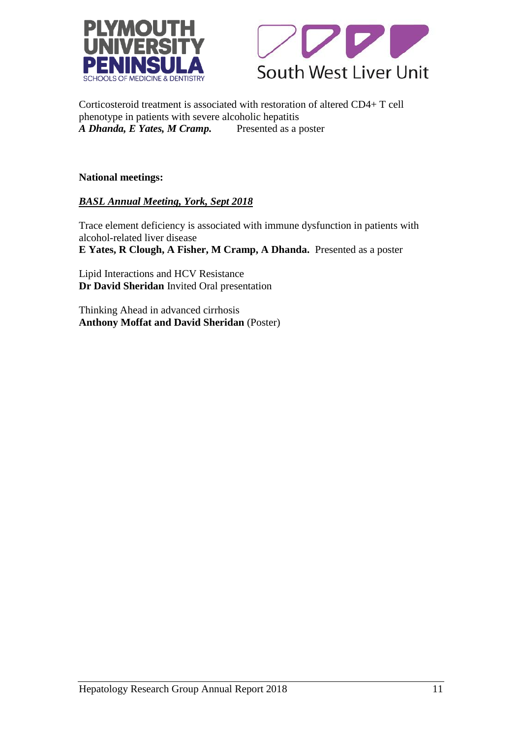Corticosteroid treatment is associated with restoration of altered CD4+ T cell phenotype in patients with severe alcoholic hepatitis
***A Dhanda, E Yates, M Cramp.*** Presented as a poster

**National meetings:**

***<u>BASL Annual Meeting, York, Sept 2018</u>***

Trace element deficiency is associated with immune dysfunction in patients with alcohol-related liver disease
**E Yates, R Clough, A Fisher, M Cramp, A Dhanda.** Presented as a poster

Lipid Interactions and HCV Resistance
**Dr David Sheridan** Invited Oral presentation

Thinking Ahead in advanced cirrhosis
**Anthony Moffat and David Sheridan** (Poster)